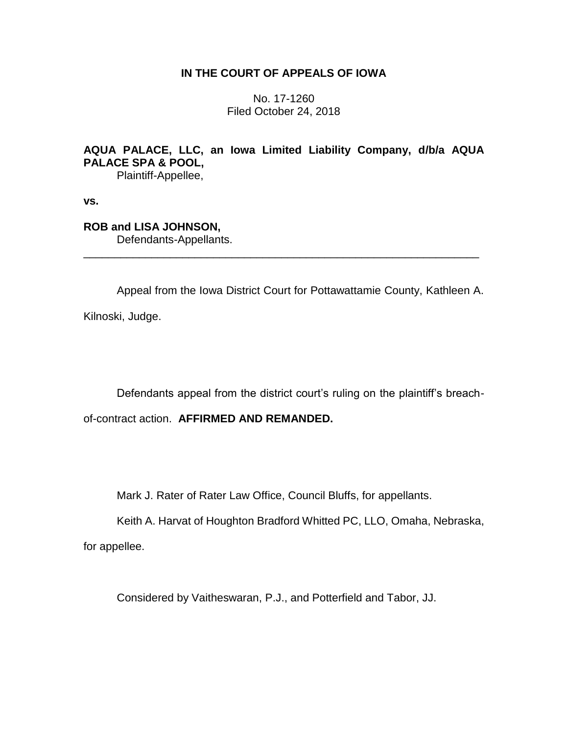**IN THE COURT OF APPEALS OF IOWA**

No. 17-1260
Filed October 24, 2018

**AQUA PALACE, LLC, an Iowa Limited Liability Company, d/b/a AQUA PALACE SPA & POOL,**
Plaintiff-Appellee,

**vs.**

**ROB and LISA JOHNSON,**
Defendants-Appellants.

---

Appeal from the Iowa District Court for Pottawattamie County, Kathleen A. Kilnoski, Judge.

Defendants appeal from the district court's ruling on the plaintiff's breach-of-contract action. **AFFIRMED AND REMANDED.**

Mark J. Rater of Rater Law Office, Council Bluffs, for appellants.

Keith A. Harvat of Houghton Bradford Whitted PC, LLO, Omaha, Nebraska, for appellee.

Considered by Vaitheswaran, P.J., and Potterfield and Tabor, JJ.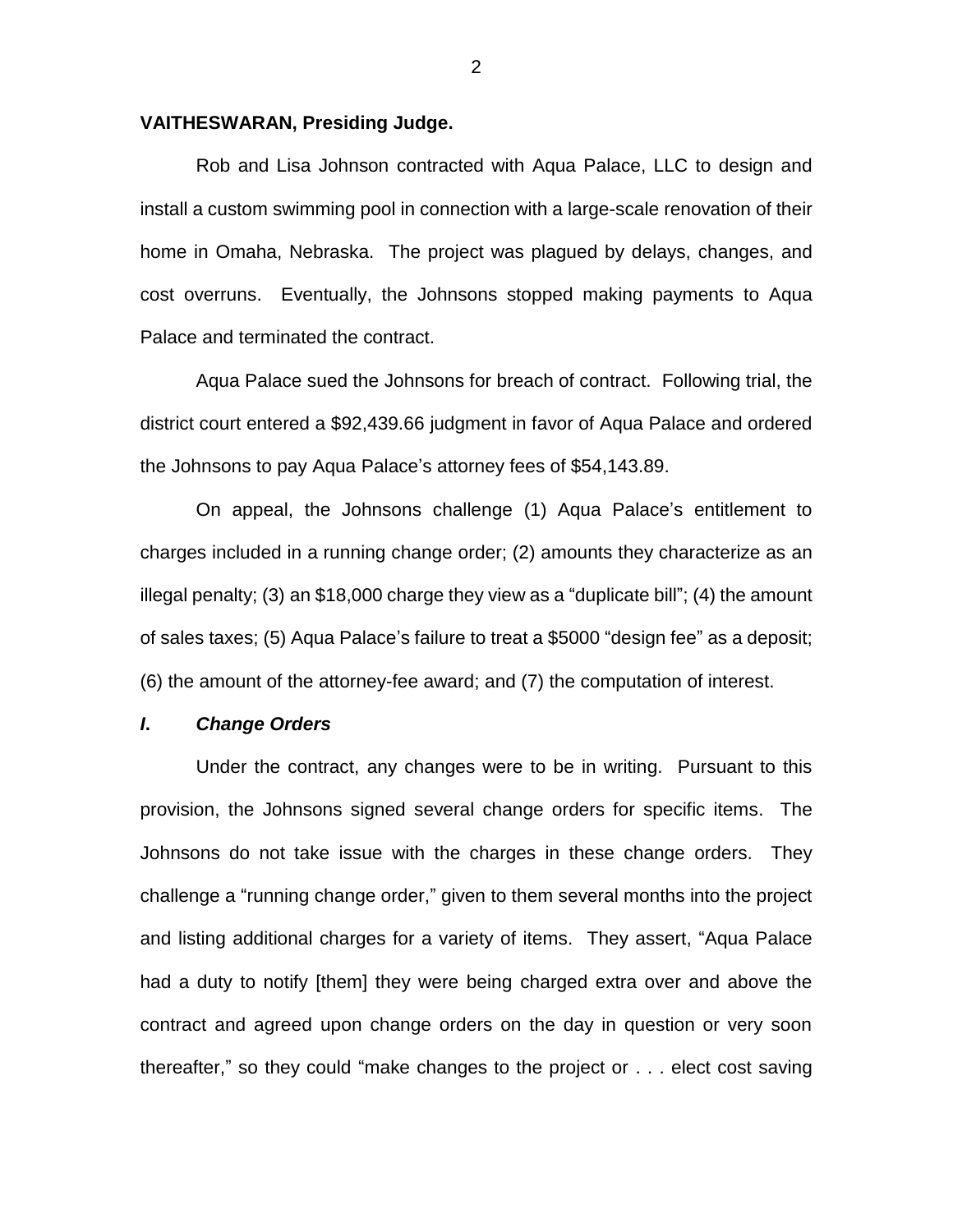**VAITHESWARAN, Presiding Judge.**

Rob and Lisa Johnson contracted with Aqua Palace, LLC to design and install a custom swimming pool in connection with a large-scale renovation of their home in Omaha, Nebraska. The project was plagued by delays, changes, and cost overruns. Eventually, the Johnsons stopped making payments to Aqua Palace and terminated the contract.

Aqua Palace sued the Johnsons for breach of contract. Following trial, the district court entered a $92,439.66 judgment in favor of Aqua Palace and ordered the Johnsons to pay Aqua Palace's attorney fees of $54,143.89.

On appeal, the Johnsons challenge (1) Aqua Palace's entitlement to charges included in a running change order; (2) amounts they characterize as an illegal penalty; (3) an $18,000 charge they view as a "duplicate bill"; (4) the amount of sales taxes; (5) Aqua Palace's failure to treat a $5000 "design fee" as a deposit; (6) the amount of the attorney-fee award; and (7) the computation of interest.

## *I. Change Orders*

Under the contract, any changes were to be in writing. Pursuant to this provision, the Johnsons signed several change orders for specific items. The Johnsons do not take issue with the charges in these change orders. They challenge a "running change order," given to them several months into the project and listing additional charges for a variety of items. They assert, "Aqua Palace had a duty to notify [them] they were being charged extra over and above the contract and agreed upon change orders on the day in question or very soon thereafter," so they could "make changes to the project or . . . elect cost saving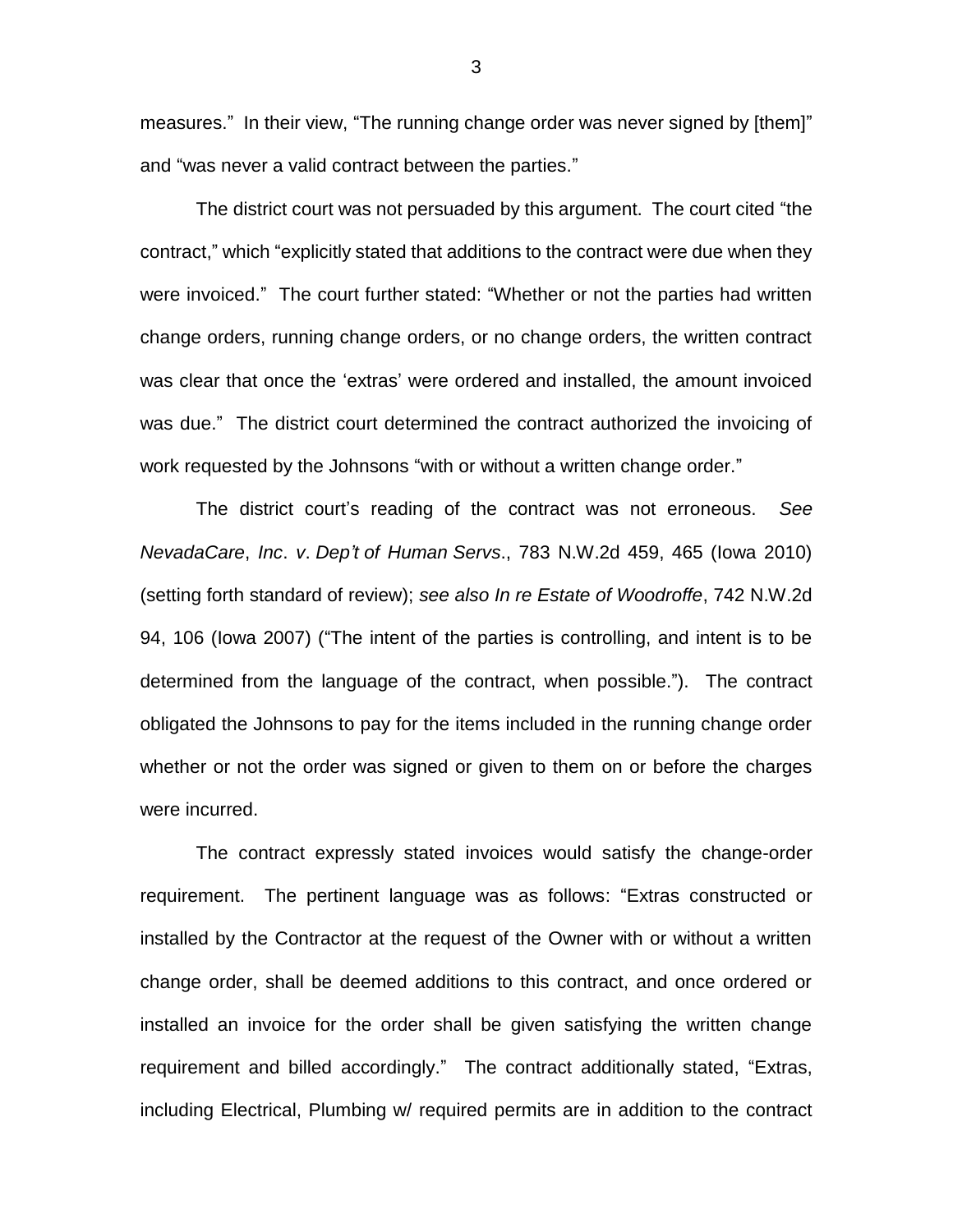measures." In their view, "The running change order was never signed by [them]" and "was never a valid contract between the parties."

The district court was not persuaded by this argument. The court cited "the contract," which "explicitly stated that additions to the contract were due when they were invoiced." The court further stated: "Whether or not the parties had written change orders, running change orders, or no change orders, the written contract was clear that once the 'extras' were ordered and installed, the amount invoiced was due." The district court determined the contract authorized the invoicing of work requested by the Johnsons "with or without a written change order."

The district court's reading of the contract was not erroneous. *See NevadaCare*, *Inc*. *v*. *Dep't of Human Servs*., 783 N.W.2d 459, 465 (Iowa 2010) (setting forth standard of review); *see also In re Estate of Woodroffe*, 742 N.W.2d 94, 106 (Iowa 2007) ("The intent of the parties is controlling, and intent is to be determined from the language of the contract, when possible."). The contract obligated the Johnsons to pay for the items included in the running change order whether or not the order was signed or given to them on or before the charges were incurred.

The contract expressly stated invoices would satisfy the change-order requirement. The pertinent language was as follows: "Extras constructed or installed by the Contractor at the request of the Owner with or without a written change order, shall be deemed additions to this contract, and once ordered or installed an invoice for the order shall be given satisfying the written change requirement and billed accordingly." The contract additionally stated, "Extras, including Electrical, Plumbing w/ required permits are in addition to the contract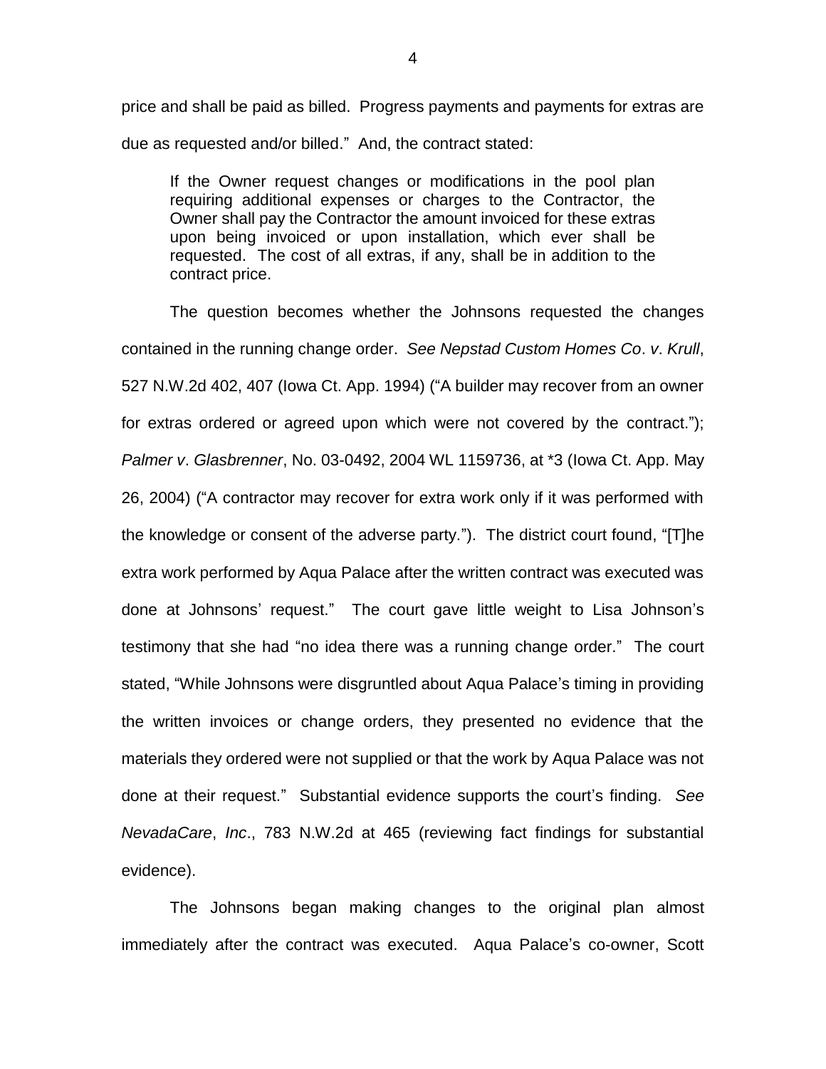price and shall be paid as billed. Progress payments and payments for extras are due as requested and/or billed." And, the contract stated:

> If the Owner request changes or modifications in the pool plan requiring additional expenses or charges to the Contractor, the Owner shall pay the Contractor the amount invoiced for these extras upon being invoiced or upon installation, which ever shall be requested. The cost of all extras, if any, shall be in addition to the contract price.

The question becomes whether the Johnsons requested the changes contained in the running change order. *See Nepstad Custom Homes Co*. *v*. *Krull*, 527 N.W.2d 402, 407 (Iowa Ct. App. 1994) ("A builder may recover from an owner for extras ordered or agreed upon which were not covered by the contract."); *Palmer v*. *Glasbrenner*, No. 03-0492, 2004 WL 1159736, at *3 (Iowa Ct. App. May 26, 2004) ("A contractor may recover for extra work only if it was performed with the knowledge or consent of the adverse party."). The district court found, "[T]he extra work performed by Aqua Palace after the written contract was executed was done at Johnsons' request." The court gave little weight to Lisa Johnson's testimony that she had "no idea there was a running change order." The court stated, "While Johnsons were disgruntled about Aqua Palace's timing in providing the written invoices or change orders, they presented no evidence that the materials they ordered were not supplied or that the work by Aqua Palace was not done at their request." Substantial evidence supports the court's finding. *See NevadaCare*, *Inc*., 783 N.W.2d at 465 (reviewing fact findings for substantial evidence).

The Johnsons began making changes to the original plan almost immediately after the contract was executed. Aqua Palace's co-owner, Scott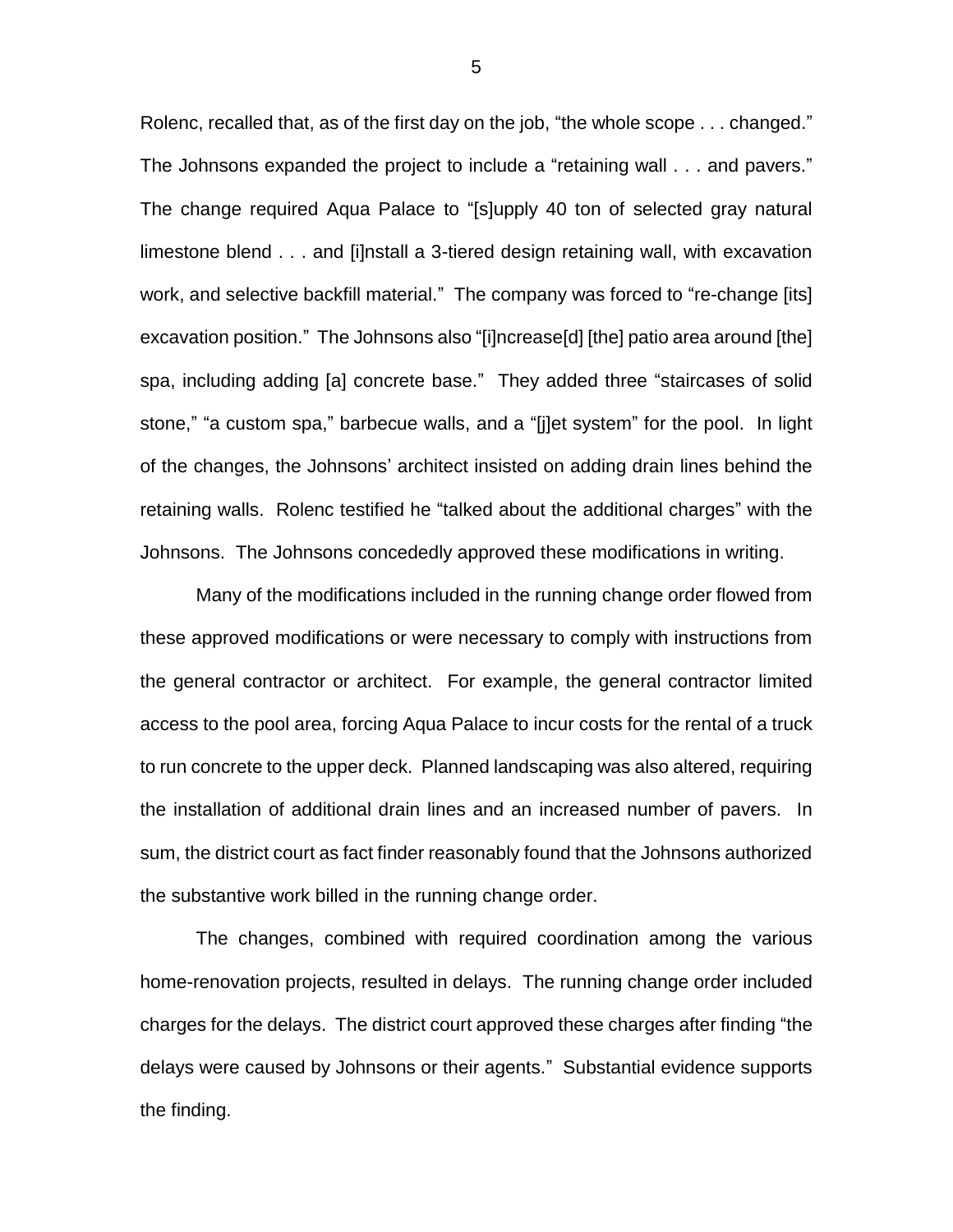Rolenc, recalled that, as of the first day on the job, "the whole scope . . . changed." The Johnsons expanded the project to include a "retaining wall . . . and pavers." The change required Aqua Palace to "[s]upply 40 ton of selected gray natural limestone blend . . . and [i]nstall a 3-tiered design retaining wall, with excavation work, and selective backfill material." The company was forced to "re-change [its] excavation position." The Johnsons also "[i]ncrease[d] [the] patio area around [the] spa, including adding [a] concrete base." They added three "staircases of solid stone," "a custom spa," barbecue walls, and a "[j]et system" for the pool. In light of the changes, the Johnsons' architect insisted on adding drain lines behind the retaining walls. Rolenc testified he "talked about the additional charges" with the Johnsons. The Johnsons concededly approved these modifications in writing.

Many of the modifications included in the running change order flowed from these approved modifications or were necessary to comply with instructions from the general contractor or architect. For example, the general contractor limited access to the pool area, forcing Aqua Palace to incur costs for the rental of a truck to run concrete to the upper deck. Planned landscaping was also altered, requiring the installation of additional drain lines and an increased number of pavers. In sum, the district court as fact finder reasonably found that the Johnsons authorized the substantive work billed in the running change order.

The changes, combined with required coordination among the various home-renovation projects, resulted in delays. The running change order included charges for the delays. The district court approved these charges after finding "the delays were caused by Johnsons or their agents." Substantial evidence supports the finding.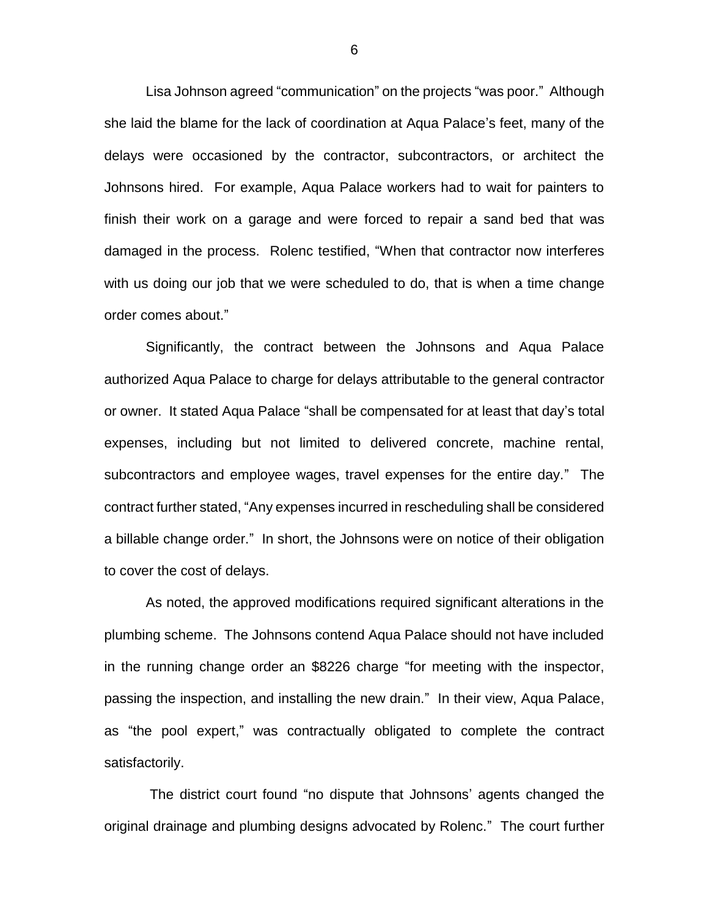Lisa Johnson agreed "communication" on the projects "was poor." Although she laid the blame for the lack of coordination at Aqua Palace's feet, many of the delays were occasioned by the contractor, subcontractors, or architect the Johnsons hired. For example, Aqua Palace workers had to wait for painters to finish their work on a garage and were forced to repair a sand bed that was damaged in the process. Rolenc testified, "When that contractor now interferes with us doing our job that we were scheduled to do, that is when a time change order comes about."

Significantly, the contract between the Johnsons and Aqua Palace authorized Aqua Palace to charge for delays attributable to the general contractor or owner. It stated Aqua Palace "shall be compensated for at least that day's total expenses, including but not limited to delivered concrete, machine rental, subcontractors and employee wages, travel expenses for the entire day." The contract further stated, "Any expenses incurred in rescheduling shall be considered a billable change order." In short, the Johnsons were on notice of their obligation to cover the cost of delays.

As noted, the approved modifications required significant alterations in the plumbing scheme. The Johnsons contend Aqua Palace should not have included in the running change order an $8226 charge "for meeting with the inspector, passing the inspection, and installing the new drain." In their view, Aqua Palace, as "the pool expert," was contractually obligated to complete the contract satisfactorily.

The district court found "no dispute that Johnsons' agents changed the original drainage and plumbing designs advocated by Rolenc." The court further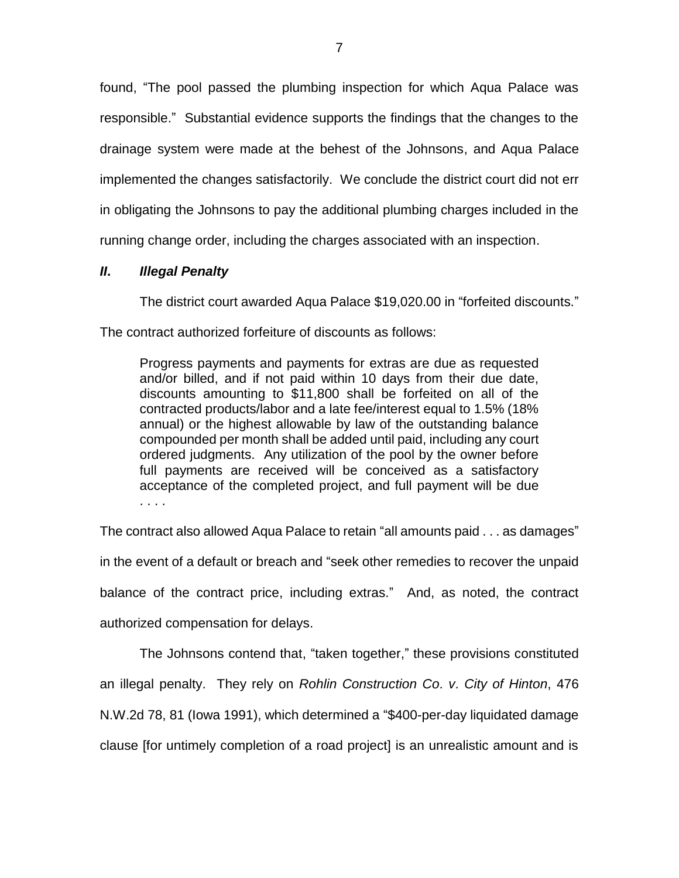found, "The pool passed the plumbing inspection for which Aqua Palace was responsible." Substantial evidence supports the findings that the changes to the drainage system were made at the behest of the Johnsons, and Aqua Palace implemented the changes satisfactorily. We conclude the district court did not err in obligating the Johnsons to pay the additional plumbing charges included in the running change order, including the charges associated with an inspection.

### *II. Illegal Penalty*

The district court awarded Aqua Palace $19,020.00 in "forfeited discounts." The contract authorized forfeiture of discounts as follows:

> Progress payments and payments for extras are due as requested and/or billed, and if not paid within 10 days from their due date, discounts amounting to $11,800 shall be forfeited on all of the contracted products/labor and a late fee/interest equal to 1.5% (18% annual) or the highest allowable by law of the outstanding balance compounded per month shall be added until paid, including any court ordered judgments. Any utilization of the pool by the owner before full payments are received will be conceived as a satisfactory acceptance of the completed project, and full payment will be due . . . .

The contract also allowed Aqua Palace to retain "all amounts paid . . . as damages" in the event of a default or breach and "seek other remedies to recover the unpaid balance of the contract price, including extras." And, as noted, the contract authorized compensation for delays.

The Johnsons contend that, "taken together," these provisions constituted an illegal penalty. They rely on *Rohlin Construction Co. v. City of Hinton*, 476 N.W.2d 78, 81 (Iowa 1991), which determined a "$400-per-day liquidated damage clause [for untimely completion of a road project] is an unrealistic amount and is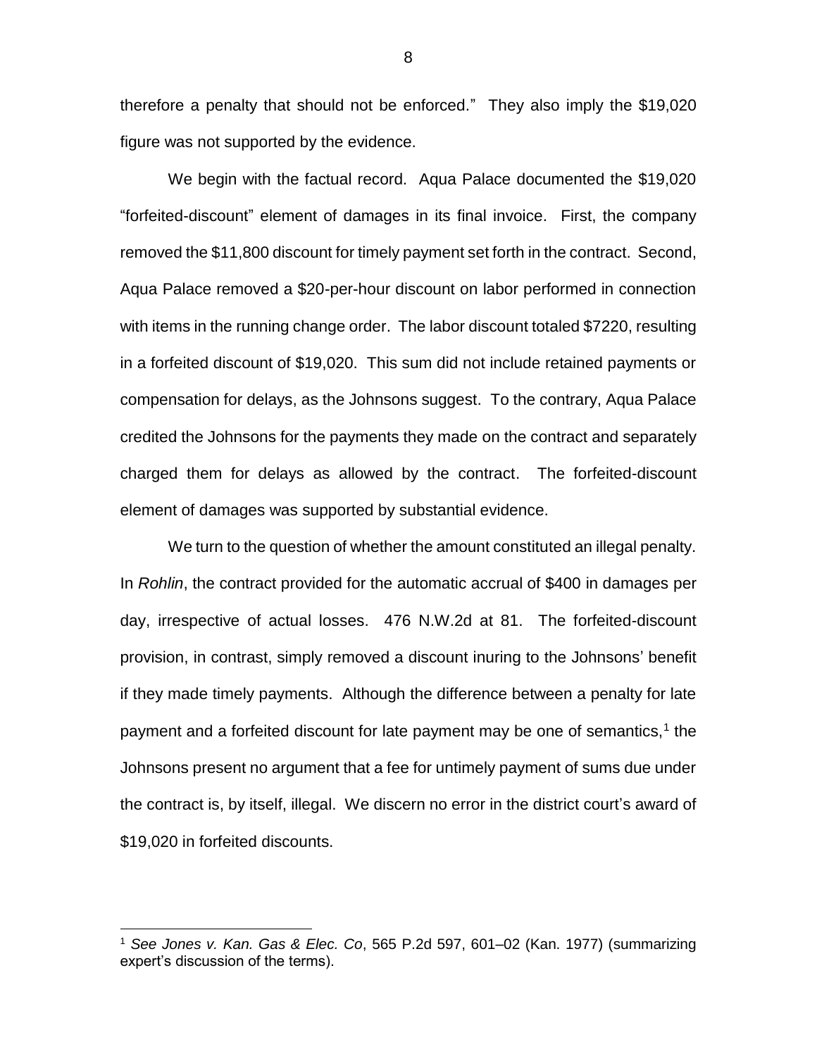therefore a penalty that should not be enforced." They also imply the $19,020 figure was not supported by the evidence.

We begin with the factual record. Aqua Palace documented the $19,020 "forfeited-discount" element of damages in its final invoice. First, the company removed the $11,800 discount for timely payment set forth in the contract. Second, Aqua Palace removed a $20-per-hour discount on labor performed in connection with items in the running change order. The labor discount totaled $7220, resulting in a forfeited discount of $19,020. This sum did not include retained payments or compensation for delays, as the Johnsons suggest. To the contrary, Aqua Palace credited the Johnsons for the payments they made on the contract and separately charged them for delays as allowed by the contract. The forfeited-discount element of damages was supported by substantial evidence.

We turn to the question of whether the amount constituted an illegal penalty. In *Rohlin*, the contract provided for the automatic accrual of $400 in damages per day, irrespective of actual losses. 476 N.W.2d at 81. The forfeited-discount provision, in contrast, simply removed a discount inuring to the Johnsons' benefit if they made timely payments. Although the difference between a penalty for late payment and a forfeited discount for late payment may be one of semantics,[1] the Johnsons present no argument that a fee for untimely payment of sums due under the contract is, by itself, illegal. We discern no error in the district court's award of $19,020 in forfeited discounts.

---

[1] *See Jones v. Kan. Gas & Elec. Co*, 565 P.2d 597, 601–02 (Kan. 1977) (summarizing expert's discussion of the terms).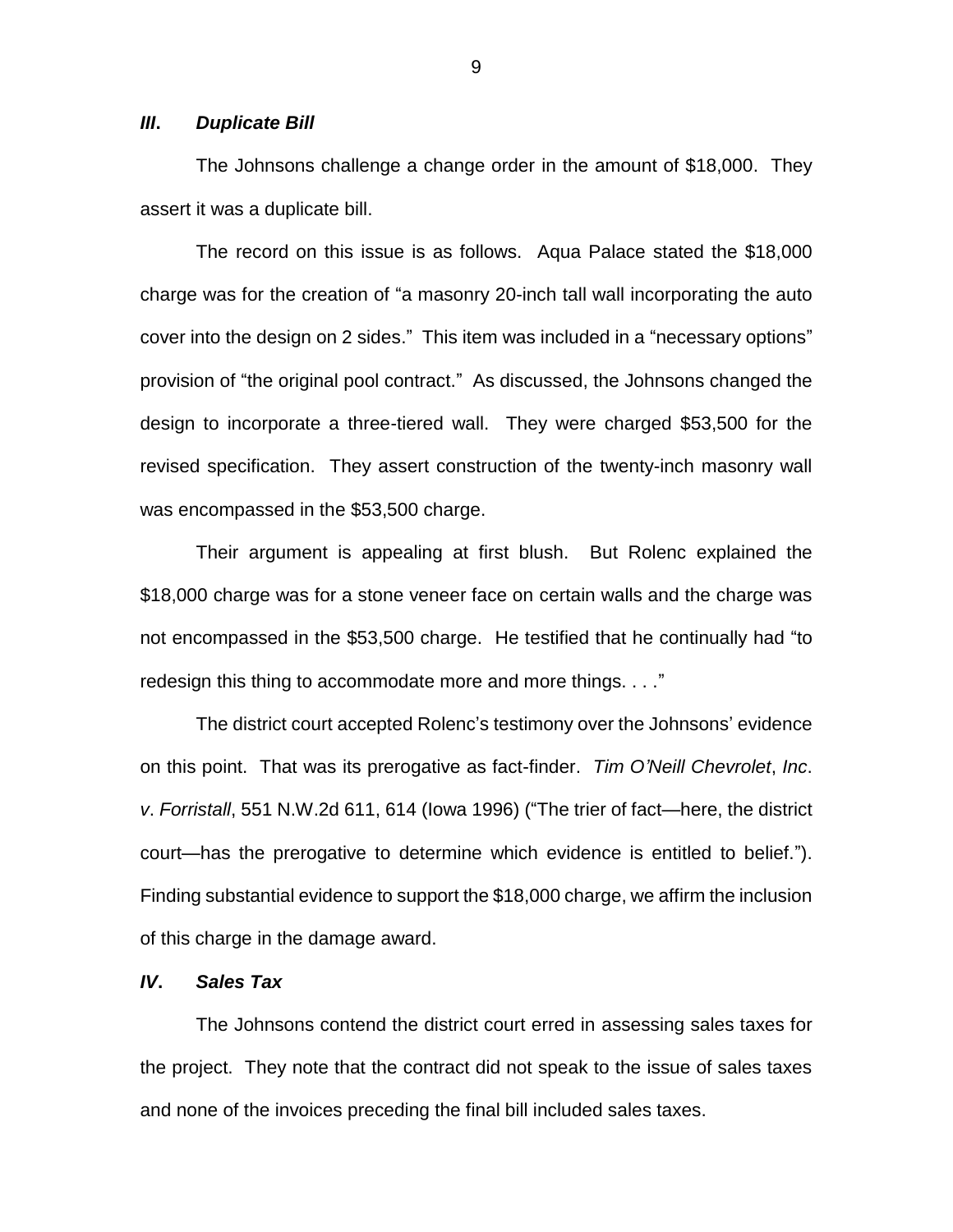### ***III. Duplicate Bill***

The Johnsons challenge a change order in the amount of $18,000. They assert it was a duplicate bill.

The record on this issue is as follows. Aqua Palace stated the $18,000 charge was for the creation of "a masonry 20-inch tall wall incorporating the auto cover into the design on 2 sides." This item was included in a "necessary options" provision of "the original pool contract." As discussed, the Johnsons changed the design to incorporate a three-tiered wall. They were charged $53,500 for the revised specification. They assert construction of the twenty-inch masonry wall was encompassed in the $53,500 charge.

Their argument is appealing at first blush. But Rolenc explained the $18,000 charge was for a stone veneer face on certain walls and the charge was not encompassed in the $53,500 charge. He testified that he continually had "to redesign this thing to accommodate more and more things. . . ."

The district court accepted Rolenc's testimony over the Johnsons' evidence on this point. That was its prerogative as fact-finder. *Tim O'Neill Chevrolet*, *Inc*. *v*. *Forristall*, 551 N.W.2d 611, 614 (Iowa 1996) ("The trier of fact—here, the district court—has the prerogative to determine which evidence is entitled to belief."). Finding substantial evidence to support the $18,000 charge, we affirm the inclusion of this charge in the damage award.

### ***IV. Sales Tax***

The Johnsons contend the district court erred in assessing sales taxes for the project. They note that the contract did not speak to the issue of sales taxes and none of the invoices preceding the final bill included sales taxes.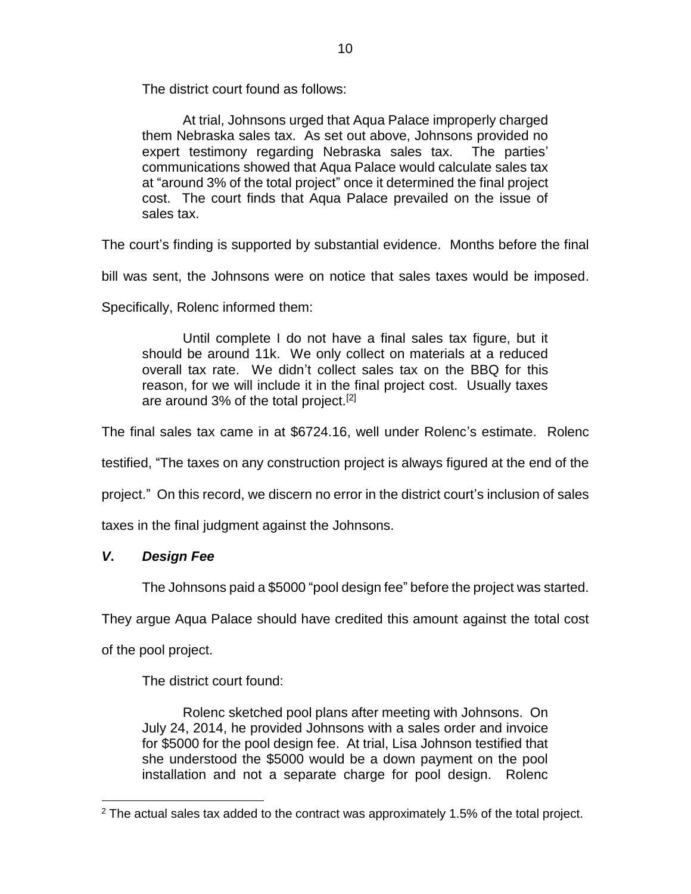The district court found as follows:

> At trial, Johnsons urged that Aqua Palace improperly charged them Nebraska sales tax. As set out above, Johnsons provided no expert testimony regarding Nebraska sales tax. The parties' communications showed that Aqua Palace would calculate sales tax at "around 3% of the total project" once it determined the final project cost. The court finds that Aqua Palace prevailed on the issue of sales tax.

The court's finding is supported by substantial evidence. Months before the final bill was sent, the Johnsons were on notice that sales taxes would be imposed. Specifically, Rolenc informed them:

> Until complete I do not have a final sales tax figure, but it should be around 11k. We only collect on materials at a reduced overall tax rate. We didn't collect sales tax on the BBQ for this reason, for we will include it in the final project cost. Usually taxes are around 3% of the total project.[2]

The final sales tax came in at $6724.16, well under Rolenc's estimate. Rolenc testified, "The taxes on any construction project is always figured at the end of the project." On this record, we discern no error in the district court's inclusion of sales taxes in the final judgment against the Johnsons.

### ***V. Design Fee***

The Johnsons paid a $5000 "pool design fee" before the project was started. They argue Aqua Palace should have credited this amount against the total cost of the pool project.

The district court found:

> Rolenc sketched pool plans after meeting with Johnsons. On July 24, 2014, he provided Johnsons with a sales order and invoice for $5000 for the pool design fee. At trial, Lisa Johnson testified that she understood the $5000 would be a down payment on the pool installation and not a separate charge for pool design. Rolenc

---

[2] The actual sales tax added to the contract was approximately 1.5% of the total project.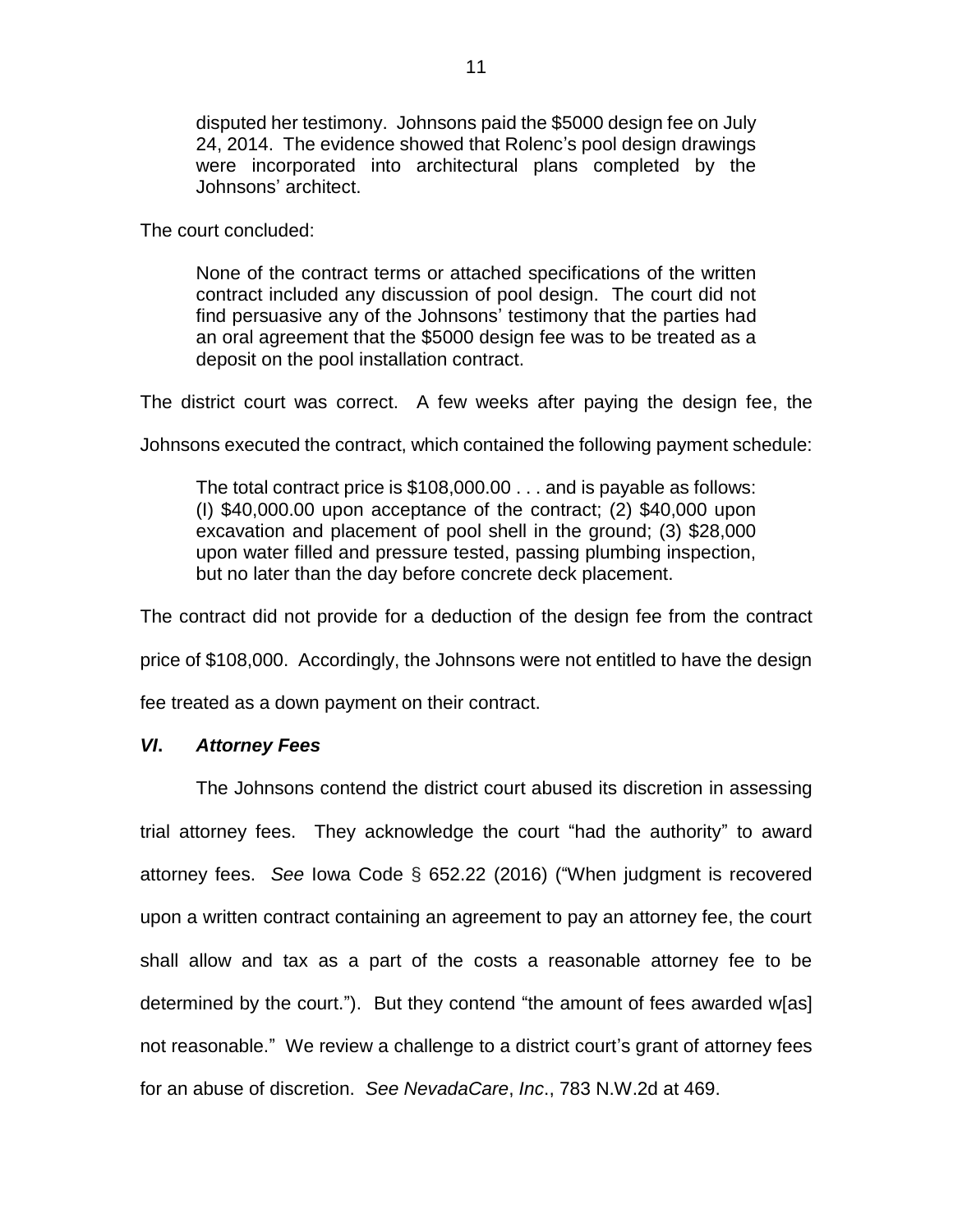disputed her testimony. Johnsons paid the $5000 design fee on July 24, 2014. The evidence showed that Rolenc's pool design drawings were incorporated into architectural plans completed by the Johnsons' architect.

The court concluded:

> None of the contract terms or attached specifications of the written contract included any discussion of pool design. The court did not find persuasive any of the Johnsons' testimony that the parties had an oral agreement that the $5000 design fee was to be treated as a deposit on the pool installation contract.

The district court was correct. A few weeks after paying the design fee, the Johnsons executed the contract, which contained the following payment schedule:

> The total contract price is $108,000.00 . . . and is payable as follows: (I) $40,000.00 upon acceptance of the contract; (2) $40,000 upon excavation and placement of pool shell in the ground; (3) $28,000 upon water filled and pressure tested, passing plumbing inspection, but no later than the day before concrete deck placement.

The contract did not provide for a deduction of the design fee from the contract price of $108,000. Accordingly, the Johnsons were not entitled to have the design fee treated as a down payment on their contract.

### *VI. Attorney Fees*

The Johnsons contend the district court abused its discretion in assessing trial attorney fees. They acknowledge the court "had the authority" to award attorney fees. *See* Iowa Code § 652.22 (2016) ("When judgment is recovered upon a written contract containing an agreement to pay an attorney fee, the court shall allow and tax as a part of the costs a reasonable attorney fee to be determined by the court."). But they contend "the amount of fees awarded w[as] not reasonable." We review a challenge to a district court's grant of attorney fees for an abuse of discretion. *See NevadaCare*, *Inc*., 783 N.W.2d at 469.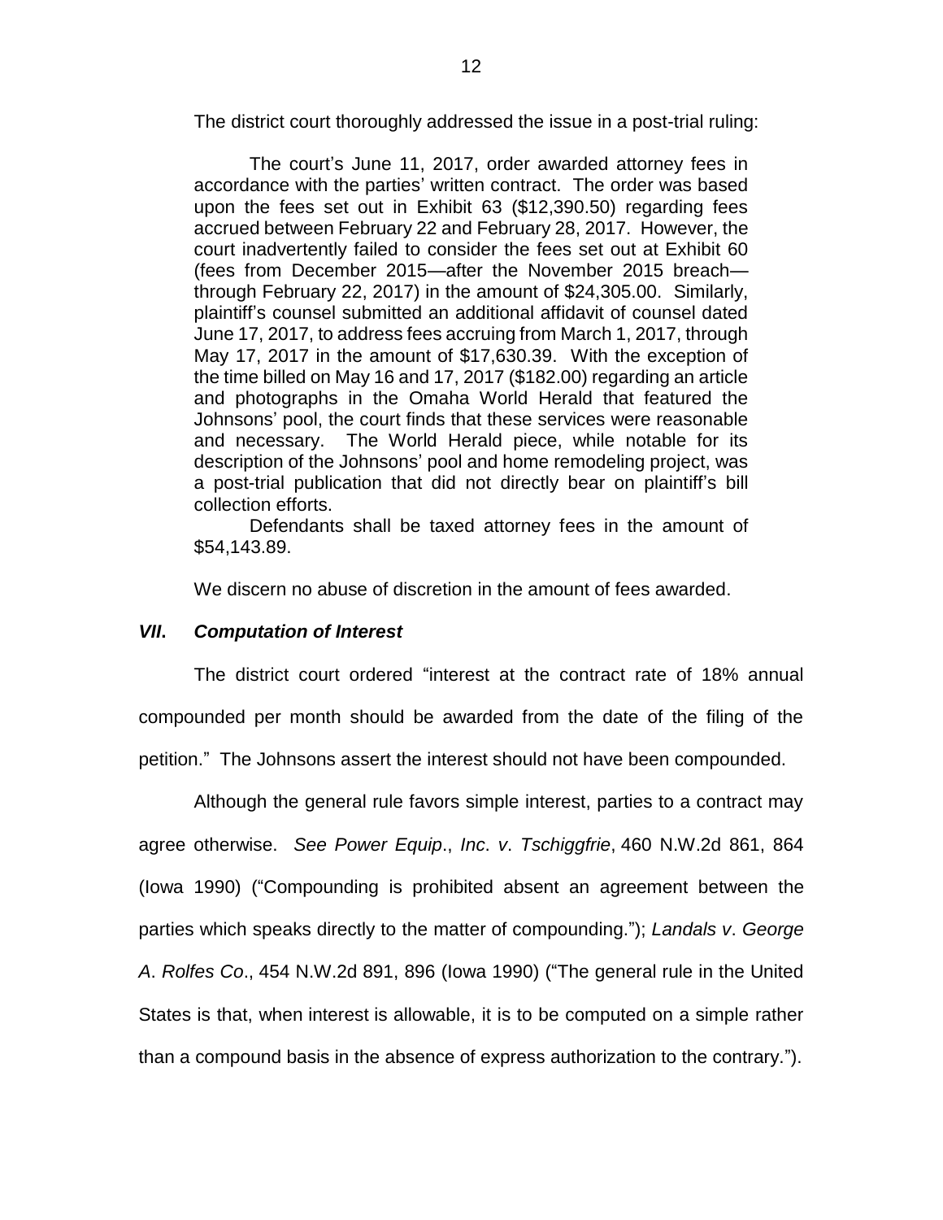The district court thoroughly addressed the issue in a post-trial ruling:

> The court's June 11, 2017, order awarded attorney fees in accordance with the parties' written contract. The order was based upon the fees set out in Exhibit 63 ($12,390.50) regarding fees accrued between February 22 and February 28, 2017. However, the court inadvertently failed to consider the fees set out at Exhibit 60 (fees from December 2015—after the November 2015 breach—through February 22, 2017) in the amount of $24,305.00. Similarly, plaintiff's counsel submitted an additional affidavit of counsel dated June 17, 2017, to address fees accruing from March 1, 2017, through May 17, 2017 in the amount of $17,630.39. With the exception of the time billed on May 16 and 17, 2017 ($182.00) regarding an article and photographs in the Omaha World Herald that featured the Johnsons' pool, the court finds that these services were reasonable and necessary. The World Herald piece, while notable for its description of the Johnsons' pool and home remodeling project, was a post-trial publication that did not directly bear on plaintiff's bill collection efforts.
>
> Defendants shall be taxed attorney fees in the amount of $54,143.89.

We discern no abuse of discretion in the amount of fees awarded.

### ***VII. Computation of Interest***

The district court ordered "interest at the contract rate of 18% annual compounded per month should be awarded from the date of the filing of the petition." The Johnsons assert the interest should not have been compounded.

Although the general rule favors simple interest, parties to a contract may agree otherwise. *See Power Equip., Inc. v. Tschiggfrie*, 460 N.W.2d 861, 864 (Iowa 1990) ("Compounding is prohibited absent an agreement between the parties which speaks directly to the matter of compounding."); *Landals v. George A. Rolfes Co.*, 454 N.W.2d 891, 896 (Iowa 1990) ("The general rule in the United States is that, when interest is allowable, it is to be computed on a simple rather than a compound basis in the absence of express authorization to the contrary.").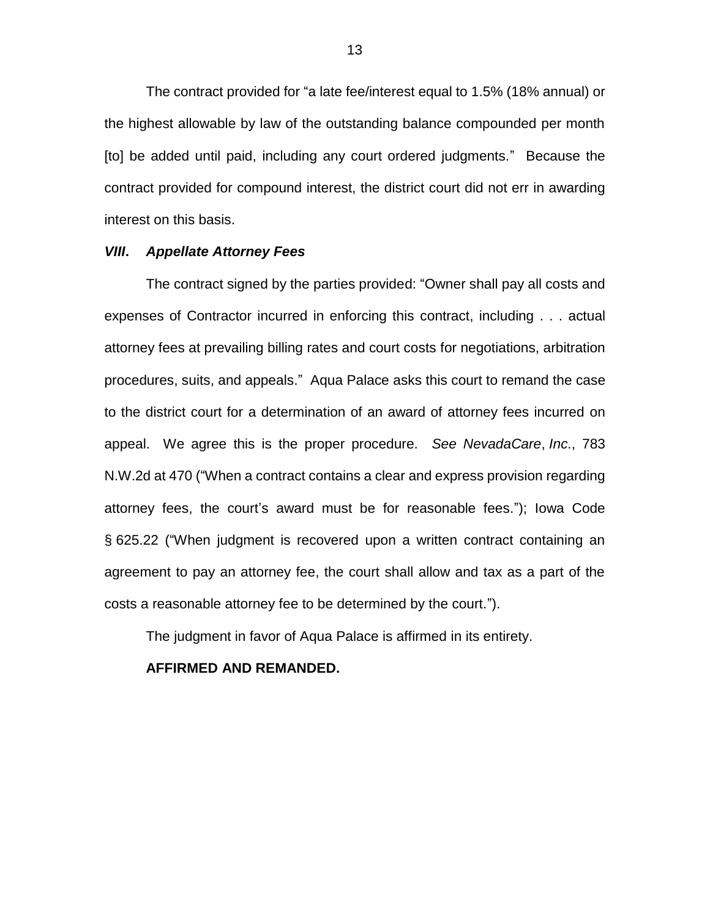The contract provided for "a late fee/interest equal to 1.5% (18% annual) or the highest allowable by law of the outstanding balance compounded per month [to] be added until paid, including any court ordered judgments." Because the contract provided for compound interest, the district court did not err in awarding interest on this basis.

### ***VIII. Appellate Attorney Fees***

The contract signed by the parties provided: "Owner shall pay all costs and expenses of Contractor incurred in enforcing this contract, including . . . actual attorney fees at prevailing billing rates and court costs for negotiations, arbitration procedures, suits, and appeals." Aqua Palace asks this court to remand the case to the district court for a determination of an award of attorney fees incurred on appeal. We agree this is the proper procedure. *See NevadaCare*, *Inc*., 783 N.W.2d at 470 ("When a contract contains a clear and express provision regarding attorney fees, the court's award must be for reasonable fees."); Iowa Code § 625.22 ("When judgment is recovered upon a written contract containing an agreement to pay an attorney fee, the court shall allow and tax as a part of the costs a reasonable attorney fee to be determined by the court.").

The judgment in favor of Aqua Palace is affirmed in its entirety.

**AFFIRMED AND REMANDED.**